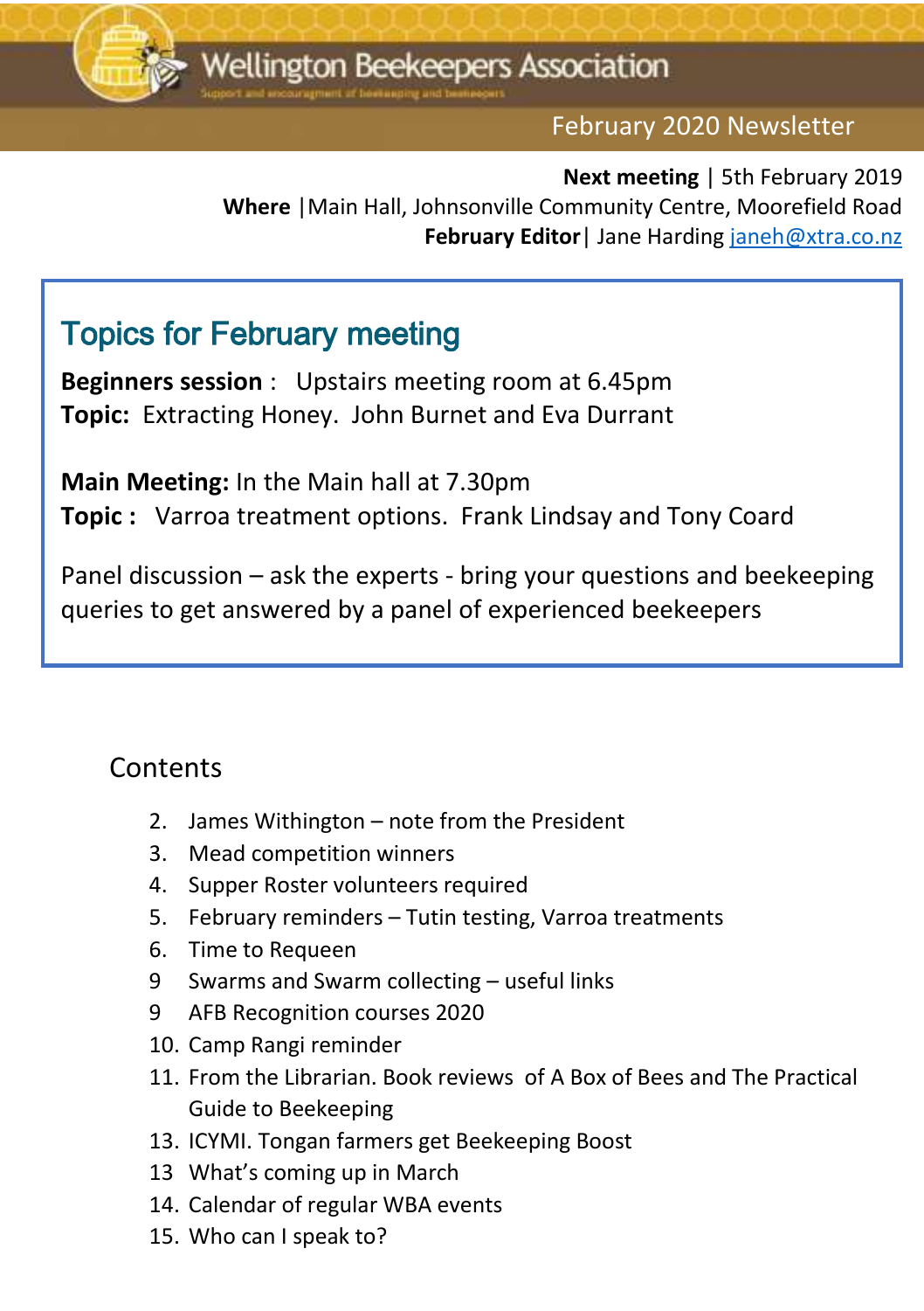# Wellington Beekeepers Association

Support and encouragement of beekeeping and beekeepers

February 2020 Newsletter

**Next meeting** | 5th February 2019
**Where** |Main Hall, Johnsonville Community Centre, Moorefield Road
**February Editor**| Jane Harding janeh@xtra.co.nz

## Topics for February meeting

**Beginners session** : Upstairs meeting room at 6.45pm
**Topic:** Extracting Honey. John Burnet and Eva Durrant

**Main Meeting:** In the Main hall at 7.30pm
**Topic :** Varroa treatment options. Frank Lindsay and Tony Coard

Panel discussion – ask the experts - bring your questions and beekeeping queries to get answered by a panel of experienced beekeepers

## Contents

2. James Withington – note from the President
3. Mead competition winners
4. Supper Roster volunteers required
5. February reminders – Tutin testing, Varroa treatments
6. Time to Requeen
9 Swarms and Swarm collecting – useful links
9 AFB Recognition courses 2020
10. Camp Rangi reminder
11. From the Librarian. Book reviews of A Box of Bees and The Practical Guide to Beekeeping
13. ICYMI. Tongan farmers get Beekeeping Boost
13 What's coming up in March
14. Calendar of regular WBA events
15. Who can I speak to?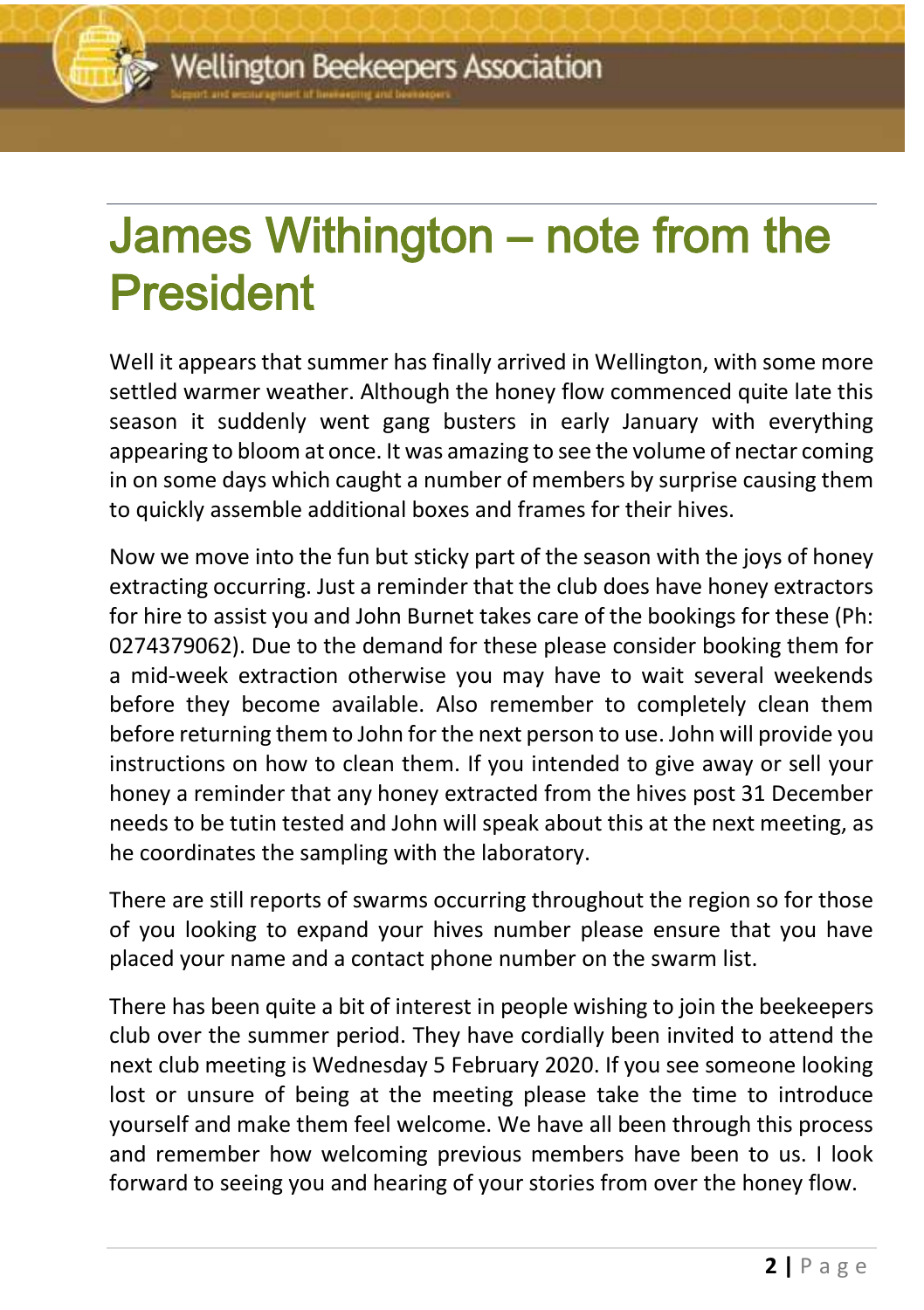# James Withington – note from the President

Well it appears that summer has finally arrived in Wellington, with some more settled warmer weather. Although the honey flow commenced quite late this season it suddenly went gang busters in early January with everything appearing to bloom at once. It was amazing to see the volume of nectar coming in on some days which caught a number of members by surprise causing them to quickly assemble additional boxes and frames for their hives.

Now we move into the fun but sticky part of the season with the joys of honey extracting occurring. Just a reminder that the club does have honey extractors for hire to assist you and John Burnet takes care of the bookings for these (Ph: 0274379062). Due to the demand for these please consider booking them for a mid-week extraction otherwise you may have to wait several weekends before they become available. Also remember to completely clean them before returning them to John for the next person to use. John will provide you instructions on how to clean them. If you intended to give away or sell your honey a reminder that any honey extracted from the hives post 31 December needs to be tutin tested and John will speak about this at the next meeting, as he coordinates the sampling with the laboratory.

There are still reports of swarms occurring throughout the region so for those of you looking to expand your hives number please ensure that you have placed your name and a contact phone number on the swarm list.

There has been quite a bit of interest in people wishing to join the beekeepers club over the summer period. They have cordially been invited to attend the next club meeting is Wednesday 5 February 2020. If you see someone looking lost or unsure of being at the meeting please take the time to introduce yourself and make them feel welcome. We have all been through this process and remember how welcoming previous members have been to us. I look forward to seeing you and hearing of your stories from over the honey flow.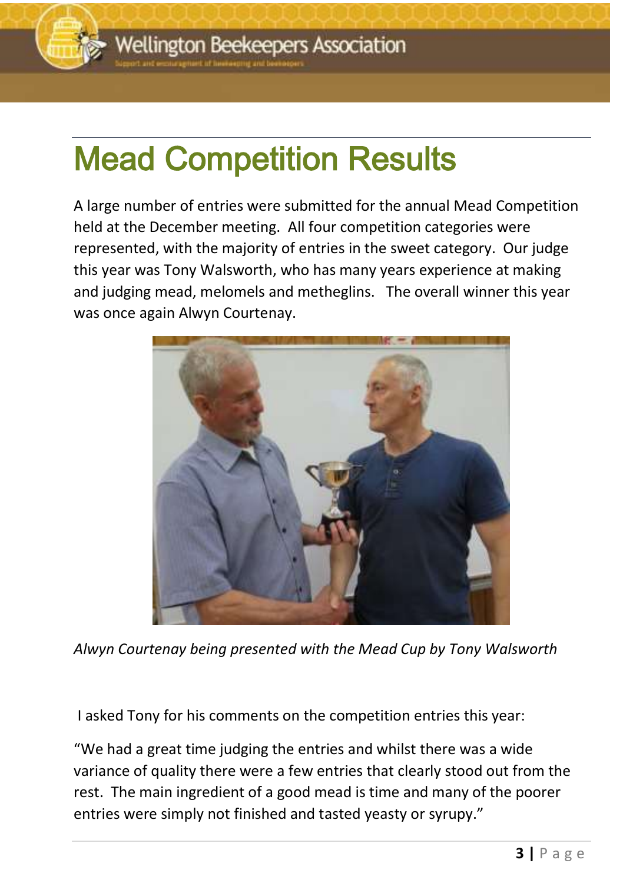# Mead Competition Results

A large number of entries were submitted for the annual Mead Competition held at the December meeting. All four competition categories were represented, with the majority of entries in the sweet category. Our judge this year was Tony Walsworth, who has many years experience at making and judging mead, melomels and metheglins. The overall winner this year was once again Alwyn Courtenay.

*Alwyn Courtenay being presented with the Mead Cup by Tony Walsworth*

I asked Tony for his comments on the competition entries this year:

"We had a great time judging the entries and whilst there was a wide variance of quality there were a few entries that clearly stood out from the rest. The main ingredient of a good mead is time and many of the poorer entries were simply not finished and tasted yeasty or syrupy."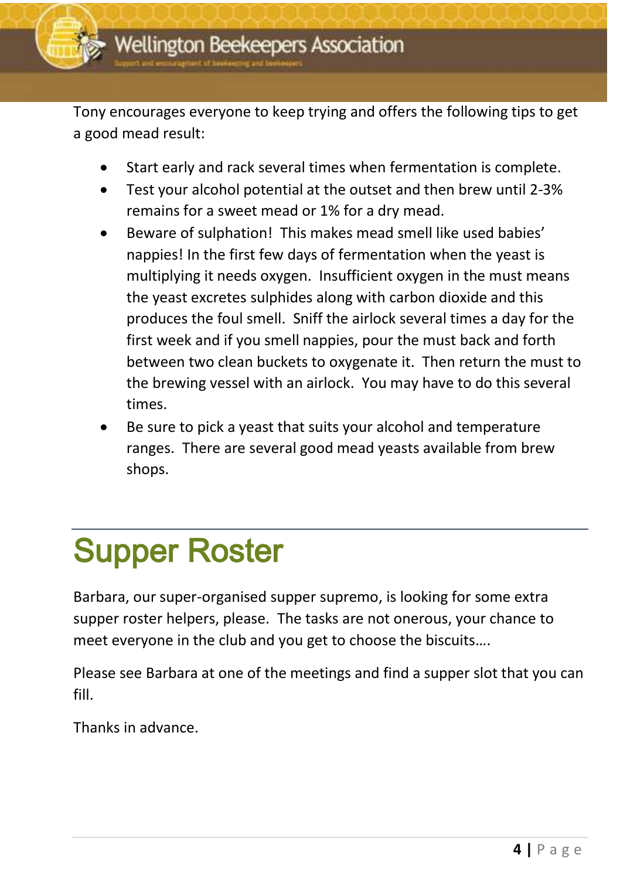Tony encourages everyone to keep trying and offers the following tips to get a good mead result:

- Start early and rack several times when fermentation is complete.
- Test your alcohol potential at the outset and then brew until 2-3% remains for a sweet mead or 1% for a dry mead.
- Beware of sulphation! This makes mead smell like used babies' nappies! In the first few days of fermentation when the yeast is multiplying it needs oxygen. Insufficient oxygen in the must means the yeast excretes sulphides along with carbon dioxide and this produces the foul smell. Sniff the airlock several times a day for the first week and if you smell nappies, pour the must back and forth between two clean buckets to oxygenate it. Then return the must to the brewing vessel with an airlock. You may have to do this several times.
- Be sure to pick a yeast that suits your alcohol and temperature ranges. There are several good mead yeasts available from brew shops.

# Supper Roster

Barbara, our super-organised supper supremo, is looking for some extra supper roster helpers, please. The tasks are not onerous, your chance to meet everyone in the club and you get to choose the biscuits….

Please see Barbara at one of the meetings and find a supper slot that you can fill.

Thanks in advance.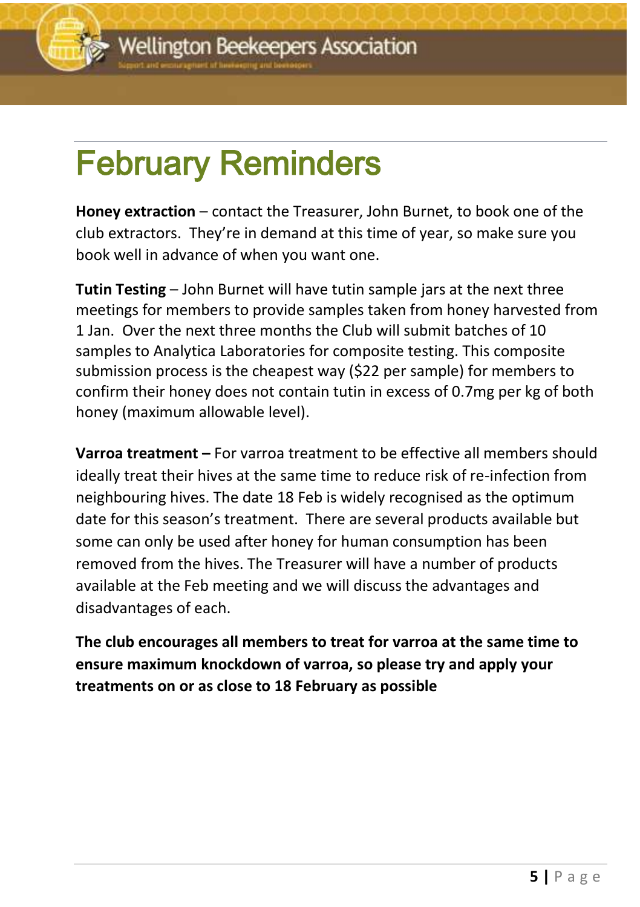# February Reminders

**Honey extraction** – contact the Treasurer, John Burnet, to book one of the club extractors. They're in demand at this time of year, so make sure you book well in advance of when you want one.

**Tutin Testing** – John Burnet will have tutin sample jars at the next three meetings for members to provide samples taken from honey harvested from 1 Jan. Over the next three months the Club will submit batches of 10 samples to Analytica Laboratories for composite testing. This composite submission process is the cheapest way ($22 per sample) for members to confirm their honey does not contain tutin in excess of 0.7mg per kg of both honey (maximum allowable level).

**Varroa treatment –** For varroa treatment to be effective all members should ideally treat their hives at the same time to reduce risk of re-infection from neighbouring hives. The date 18 Feb is widely recognised as the optimum date for this season's treatment. There are several products available but some can only be used after honey for human consumption has been removed from the hives. The Treasurer will have a number of products available at the Feb meeting and we will discuss the advantages and disadvantages of each.

**The club encourages all members to treat for varroa at the same time to ensure maximum knockdown of varroa, so please try and apply your treatments on or as close to 18 February as possible**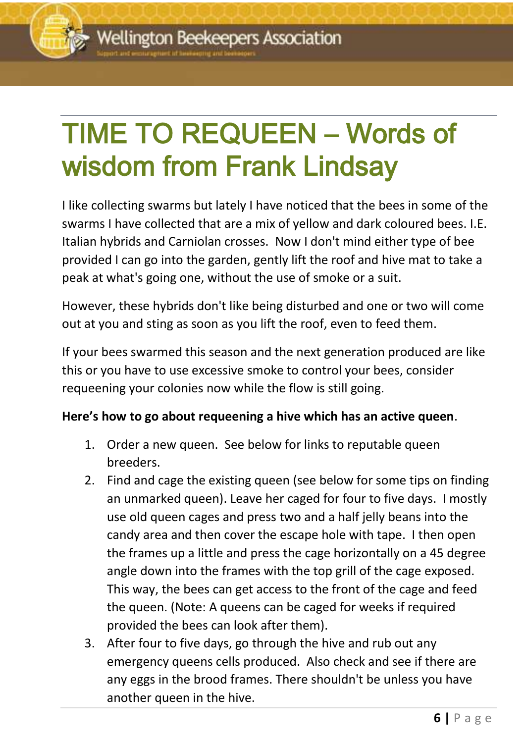# TIME TO REQUEEN – Words of wisdom from Frank Lindsay

I like collecting swarms but lately I have noticed that the bees in some of the swarms I have collected that are a mix of yellow and dark coloured bees. I.E. Italian hybrids and Carniolan crosses. Now I don't mind either type of bee provided I can go into the garden, gently lift the roof and hive mat to take a peak at what's going one, without the use of smoke or a suit.

However, these hybrids don't like being disturbed and one or two will come out at you and sting as soon as you lift the roof, even to feed them.

If your bees swarmed this season and the next generation produced are like this or you have to use excessive smoke to control your bees, consider requeening your colonies now while the flow is still going.

**Here's how to go about requeening a hive which has an active queen**.

1. Order a new queen. See below for links to reputable queen breeders.
2. Find and cage the existing queen (see below for some tips on finding an unmarked queen). Leave her caged for four to five days. I mostly use old queen cages and press two and a half jelly beans into the candy area and then cover the escape hole with tape. I then open the frames up a little and press the cage horizontally on a 45 degree angle down into the frames with the top grill of the cage exposed. This way, the bees can get access to the front of the cage and feed the queen. (Note: A queens can be caged for weeks if required provided the bees can look after them).
3. After four to five days, go through the hive and rub out any emergency queens cells produced. Also check and see if there are any eggs in the brood frames. There shouldn't be unless you have another queen in the hive.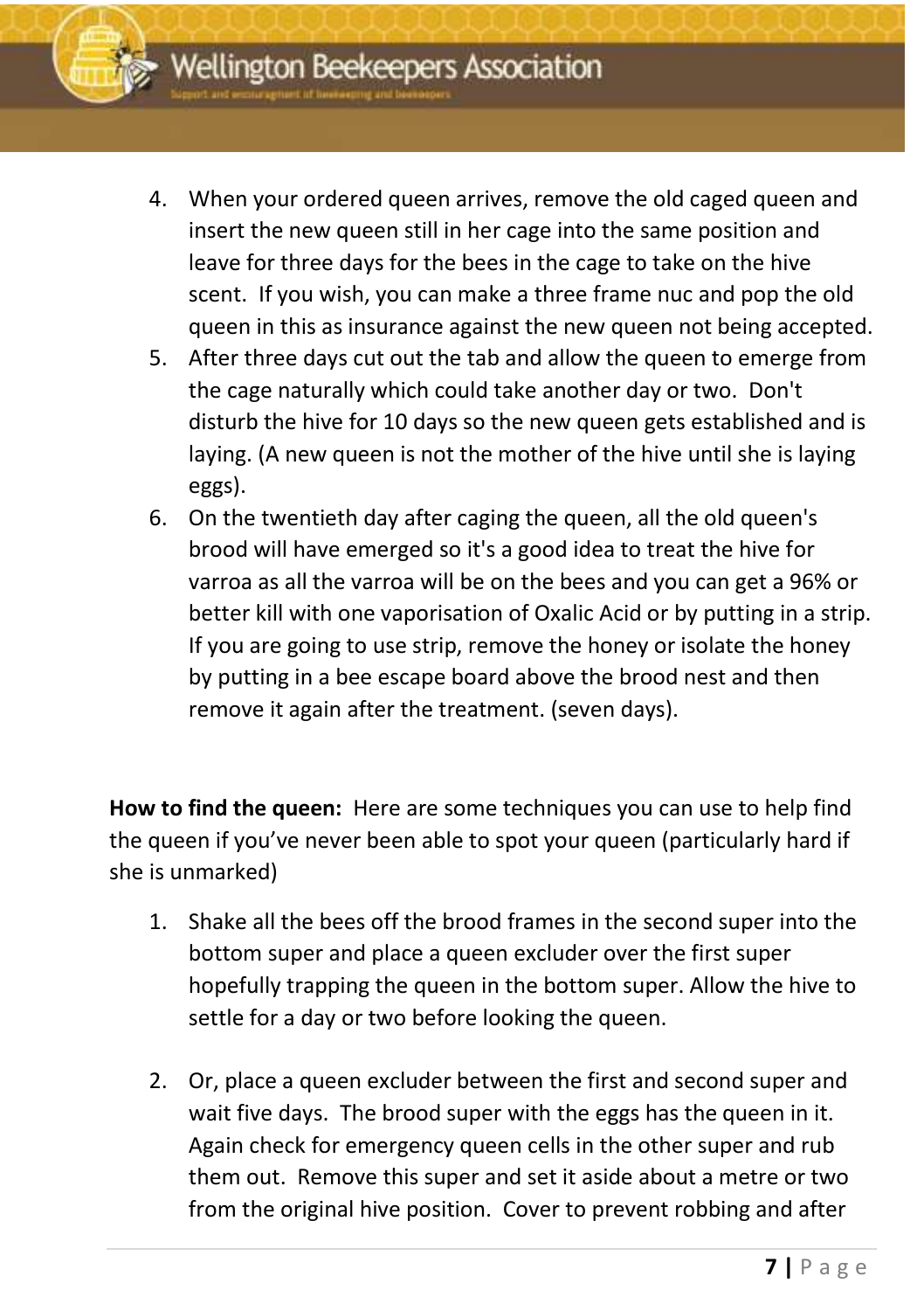4. When your ordered queen arrives, remove the old caged queen and insert the new queen still in her cage into the same position and leave for three days for the bees in the cage to take on the hive scent.  If you wish, you can make a three frame nuc and pop the old queen in this as insurance against the new queen not being accepted.
5. After three days cut out the tab and allow the queen to emerge from the cage naturally which could take another day or two.  Don't disturb the hive for 10 days so the new queen gets established and is laying. (A new queen is not the mother of the hive until she is laying eggs).
6. On the twentieth day after caging the queen, all the old queen's brood will have emerged so it's a good idea to treat the hive for varroa as all the varroa will be on the bees and you can get a 96% or better kill with one vaporisation of Oxalic Acid or by putting in a strip.  If you are going to use strip, remove the honey or isolate the honey by putting in a bee escape board above the brood nest and then remove it again after the treatment. (seven days).

**How to find the queen:** Here are some techniques you can use to help find the queen if you've never been able to spot your queen (particularly hard if she is unmarked)

1. Shake all the bees off the brood frames in the second super into the bottom super and place a queen excluder over the first super hopefully trapping the queen in the bottom super. Allow the hive to settle for a day or two before looking the queen.

2. Or, place a queen excluder between the first and second super and wait five days.  The brood super with the eggs has the queen in it.  Again check for emergency queen cells in the other super and rub them out.  Remove this super and set it aside about a metre or two from the original hive position.  Cover to prevent robbing and after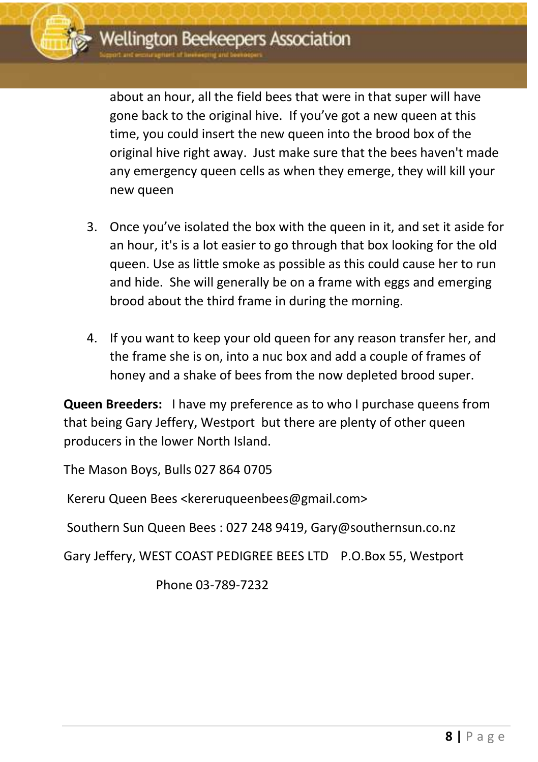about an hour, all the field bees that were in that super will have gone back to the original hive. If you've got a new queen at this time, you could insert the new queen into the brood box of the original hive right away. Just make sure that the bees haven't made any emergency queen cells as when they emerge, they will kill your new queen

3. Once you've isolated the box with the queen in it, and set it aside for an hour, it's is a lot easier to go through that box looking for the old queen. Use as little smoke as possible as this could cause her to run and hide. She will generally be on a frame with eggs and emerging brood about the third frame in during the morning.

4. If you want to keep your old queen for any reason transfer her, and the frame she is on, into a nuc box and add a couple of frames of honey and a shake of bees from the now depleted brood super.

**Queen Breeders:** I have my preference as to who I purchase queens from that being Gary Jeffery, Westport but there are plenty of other queen producers in the lower North Island.

The Mason Boys, Bulls 027 864 0705

Kereru Queen Bees <kereruqueenbees@gmail.com>

Southern Sun Queen Bees : 027 248 9419, Gary@southernsun.co.nz

Gary Jeffery, WEST COAST PEDIGREE BEES LTD P.O.Box 55, Westport

Phone 03-789-7232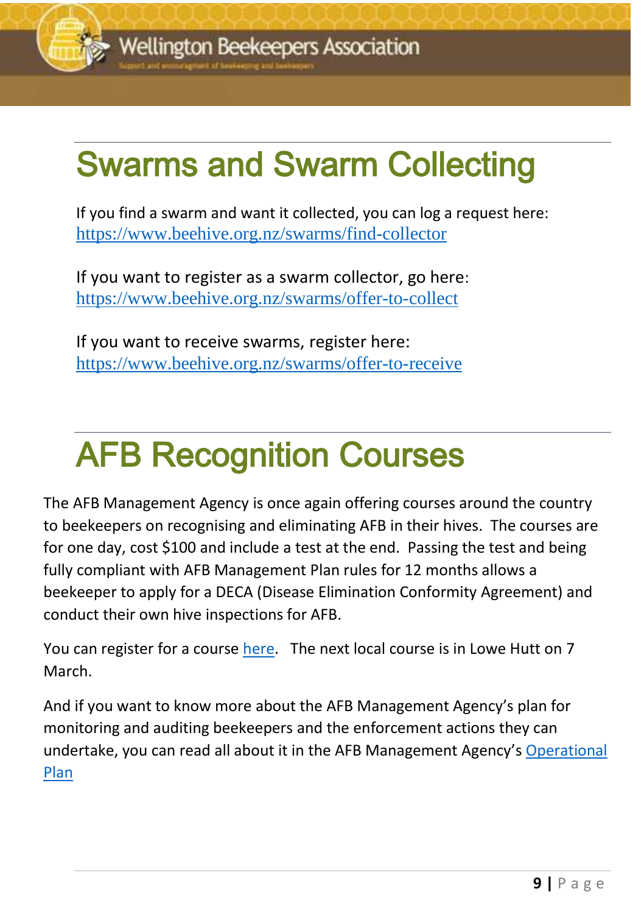# Swarms and Swarm Collecting

If you find a swarm and want it collected, you can log a request here: https://www.beehive.org.nz/swarms/find-collector

If you want to register as a swarm collector, go here: https://www.beehive.org.nz/swarms/offer-to-collect

If you want to receive swarms, register here: https://www.beehive.org.nz/swarms/offer-to-receive

# AFB Recognition Courses

The AFB Management Agency is once again offering courses around the country to beekeepers on recognising and eliminating AFB in their hives. The courses are for one day, cost $100 and include a test at the end. Passing the test and being fully compliant with AFB Management Plan rules for 12 months allows a beekeeper to apply for a DECA (Disease Elimination Conformity Agreement) and conduct their own hive inspections for AFB.

You can register for a course here. The next local course is in Lowe Hutt on 7 March.

And if you want to know more about the AFB Management Agency's plan for monitoring and auditing beekeepers and the enforcement actions they can undertake, you can read all about it in the AFB Management Agency's Operational Plan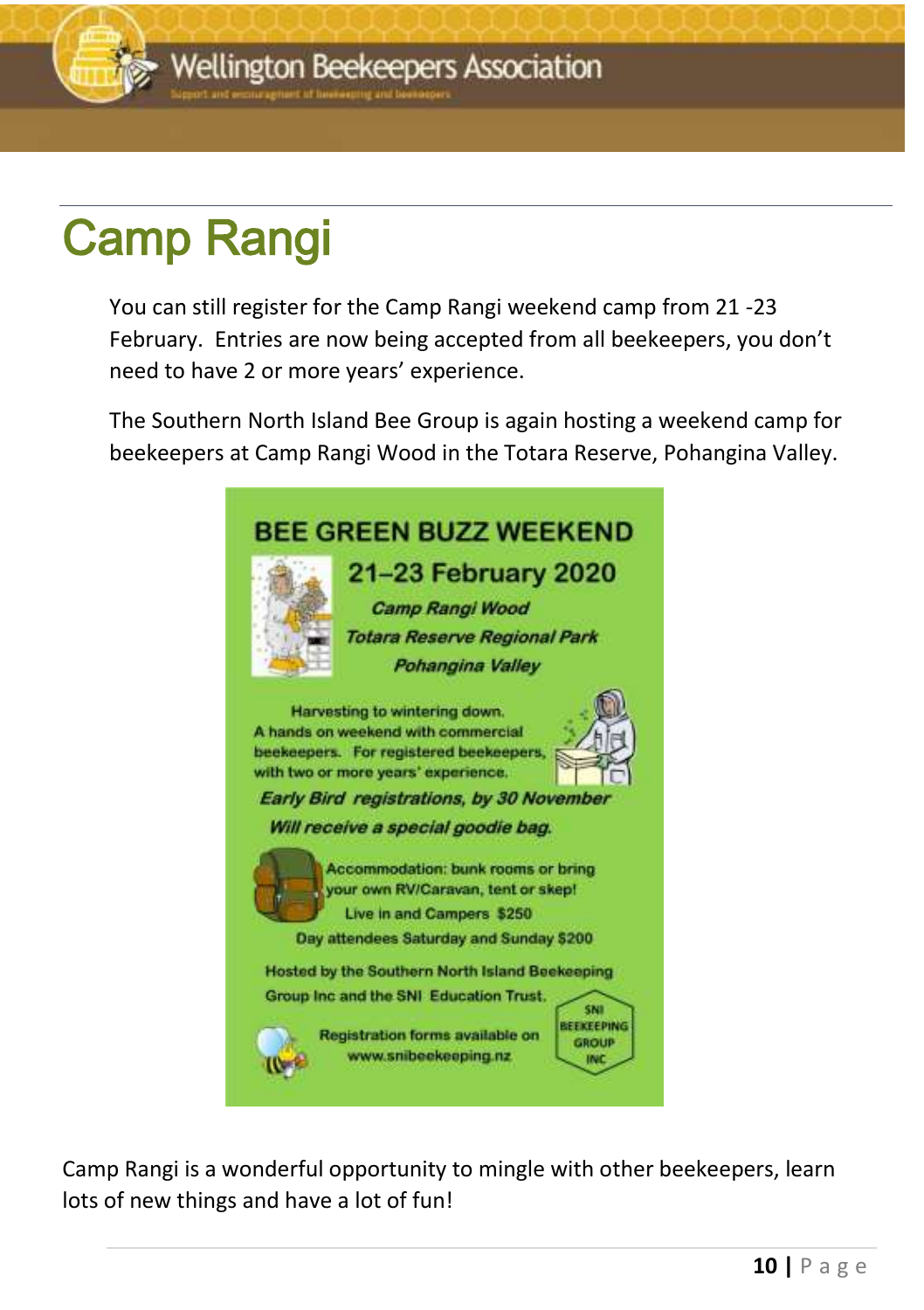# Camp Rangi

You can still register for the Camp Rangi weekend camp from 21 -23 February. Entries are now being accepted from all beekeepers, you don't need to have 2 or more years' experience.

The Southern North Island Bee Group is again hosting a weekend camp for beekeepers at Camp Rangi Wood in the Totara Reserve, Pohangina Valley.

**BEE GREEN BUZZ WEEKEND**

**21–23 February 2020**

***Camp Rangi Wood***

***Totara Reserve Regional Park***

***Pohangina Valley***

Harvesting to wintering down.
A hands on weekend with commercial beekeepers. For registered beekeepers, with two or more years' experience.

***Early Bird registrations, by 30 November***

***Will receive a special goodie bag.***

Accommodation: bunk rooms or bring your own RV/Caravan, tent or skep!

Live in and Campers $250

Day attendees Saturday and Sunday $200

Hosted by the Southern North Island Beekeeping Group Inc and the SNI Education Trust.

Registration forms available on www.snibeekeeping.nz

SNI BEEKEEPING GROUP INC

Camp Rangi is a wonderful opportunity to mingle with other beekeepers, learn lots of new things and have a lot of fun!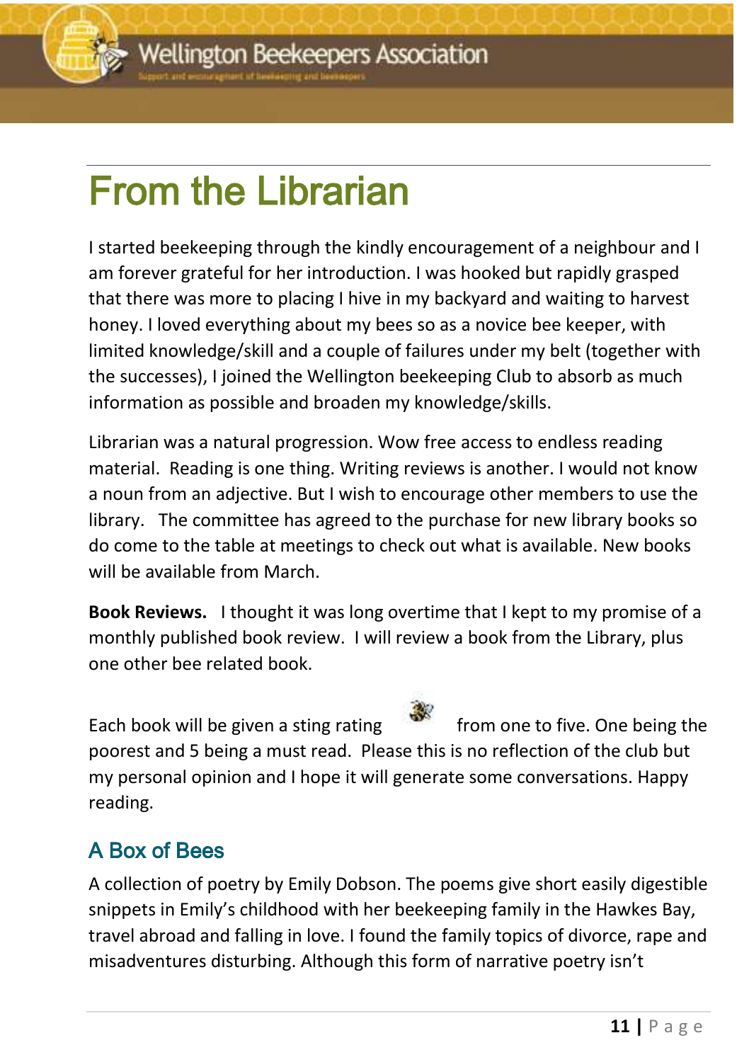# From the Librarian

I started beekeeping through the kindly encouragement of a neighbour and I am forever grateful for her introduction. I was hooked but rapidly grasped that there was more to placing I hive in my backyard and waiting to harvest honey. I loved everything about my bees so as a novice bee keeper, with limited knowledge/skill and a couple of failures under my belt (together with the successes), I joined the Wellington beekeeping Club to absorb as much information as possible and broaden my knowledge/skills.

Librarian was a natural progression. Wow free access to endless reading material. Reading is one thing. Writing reviews is another. I would not know a noun from an adjective. But I wish to encourage other members to use the library. The committee has agreed to the purchase for new library books so do come to the table at meetings to check out what is available. New books will be available from March.

**Book Reviews.** I thought it was long overtime that I kept to my promise of a monthly published book review. I will review a book from the Library, plus one other bee related book.

Each book will be given a sting rating from one to five. One being the poorest and 5 being a must read. Please this is no reflection of the club but my personal opinion and I hope it will generate some conversations. Happy reading.

## A Box of Bees

A collection of poetry by Emily Dobson. The poems give short easily digestible snippets in Emily's childhood with her beekeeping family in the Hawkes Bay, travel abroad and falling in love. I found the family topics of divorce, rape and misadventures disturbing. Although this form of narrative poetry isn't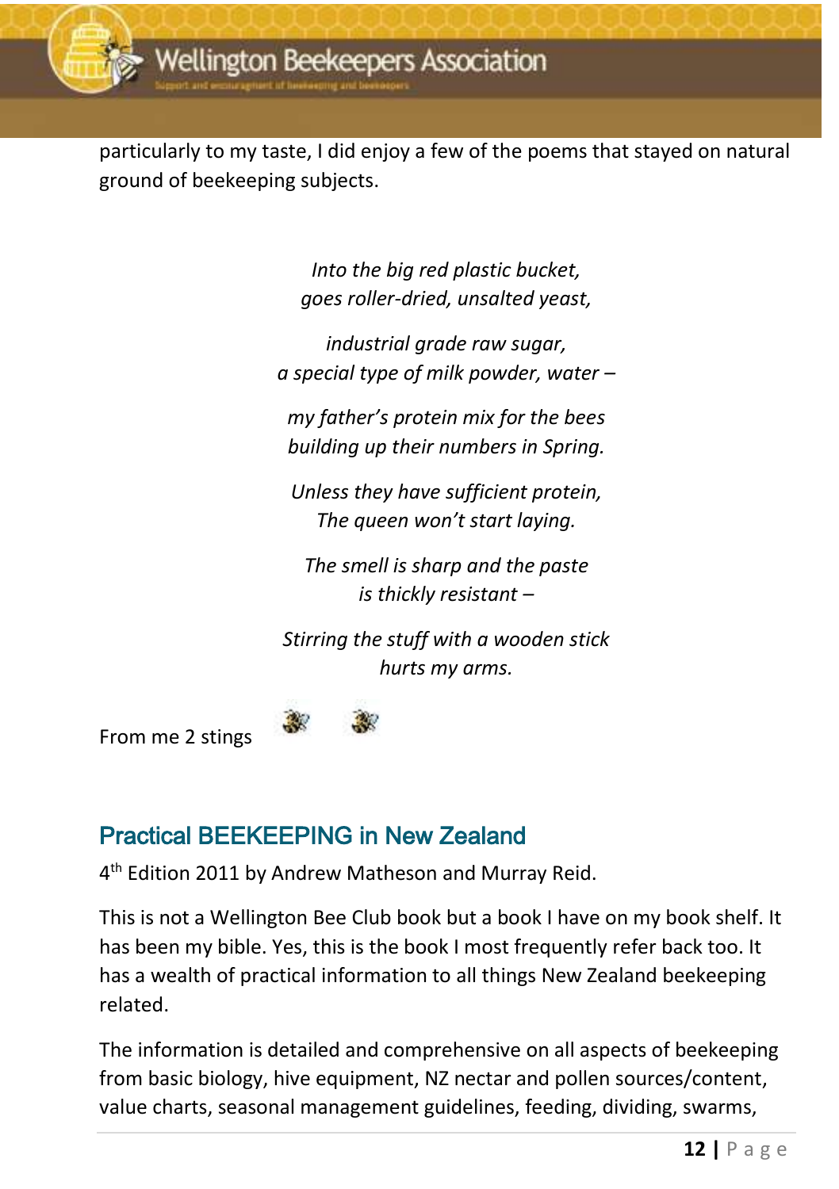particularly to my taste, I did enjoy a few of the poems that stayed on natural ground of beekeeping subjects.

*Into the big red plastic bucket,*
*goes roller-dried, unsalted yeast,*

*industrial grade raw sugar,*
*a special type of milk powder, water –*

*my father's protein mix for the bees*
*building up their numbers in Spring.*

*Unless they have sufficient protein,*
*The queen won't start laying.*

*The smell is sharp and the paste*
*is thickly resistant –*

*Stirring the stuff with a wooden stick*
*hurts my arms.*

From me 2 stings

## Practical BEEKEEPING in New Zealand

4th Edition 2011 by Andrew Matheson and Murray Reid.

This is not a Wellington Bee Club book but a book I have on my book shelf. It has been my bible. Yes, this is the book I most frequently refer back too. It has a wealth of practical information to all things New Zealand beekeeping related.

The information is detailed and comprehensive on all aspects of beekeeping from basic biology, hive equipment, NZ nectar and pollen sources/content, value charts, seasonal management guidelines, feeding, dividing, swarms,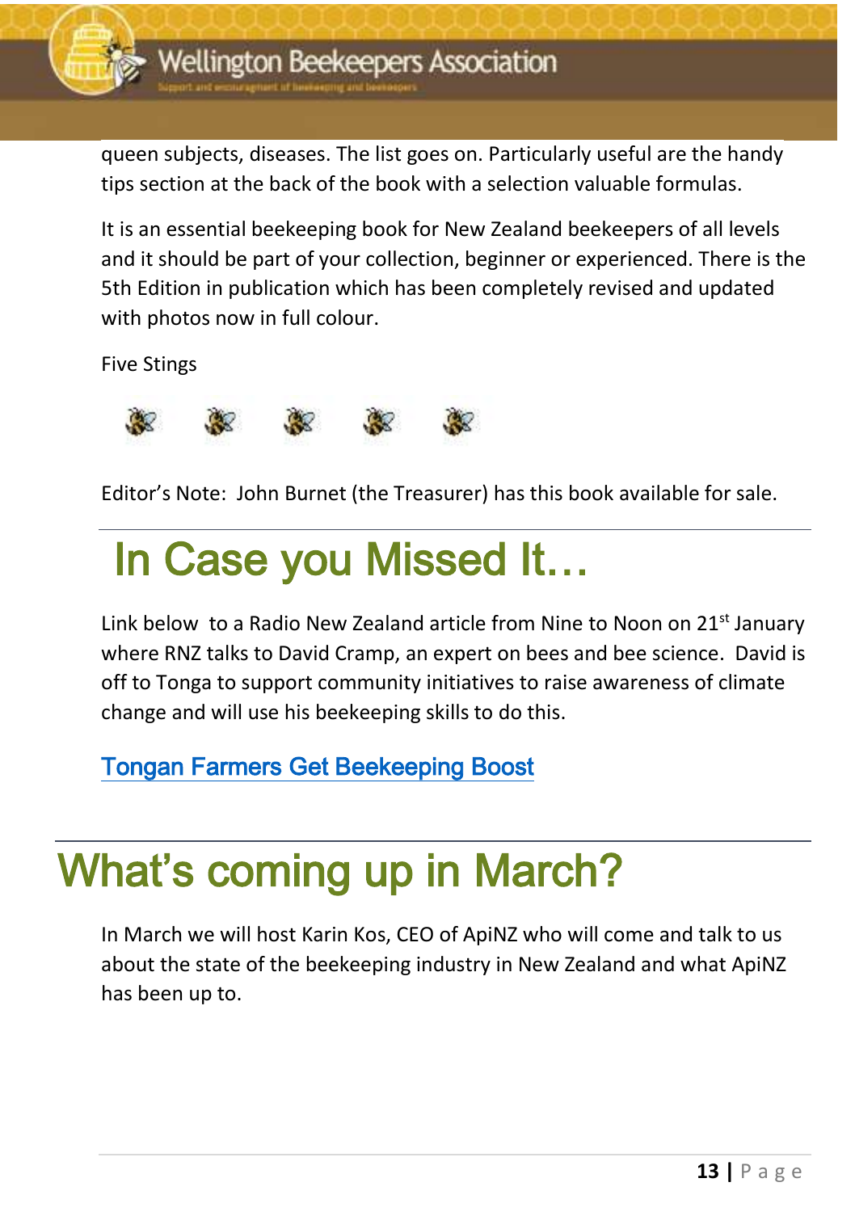queen subjects, diseases. The list goes on. Particularly useful are the handy tips section at the back of the book with a selection valuable formulas.

It is an essential beekeeping book for New Zealand beekeepers of all levels and it should be part of your collection, beginner or experienced. There is the 5th Edition in publication which has been completely revised and updated with photos now in full colour.

Five Stings

Editor's Note: John Burnet (the Treasurer) has this book available for sale.

# In Case you Missed It…

Link below to a Radio New Zealand article from Nine to Noon on 21st January where RNZ talks to David Cramp, an expert on bees and bee science. David is off to Tonga to support community initiatives to raise awareness of climate change and will use his beekeeping skills to do this.

Tongan Farmers Get Beekeeping Boost

# What's coming up in March?

In March we will host Karin Kos, CEO of ApiNZ who will come and talk to us about the state of the beekeeping industry in New Zealand and what ApiNZ has been up to.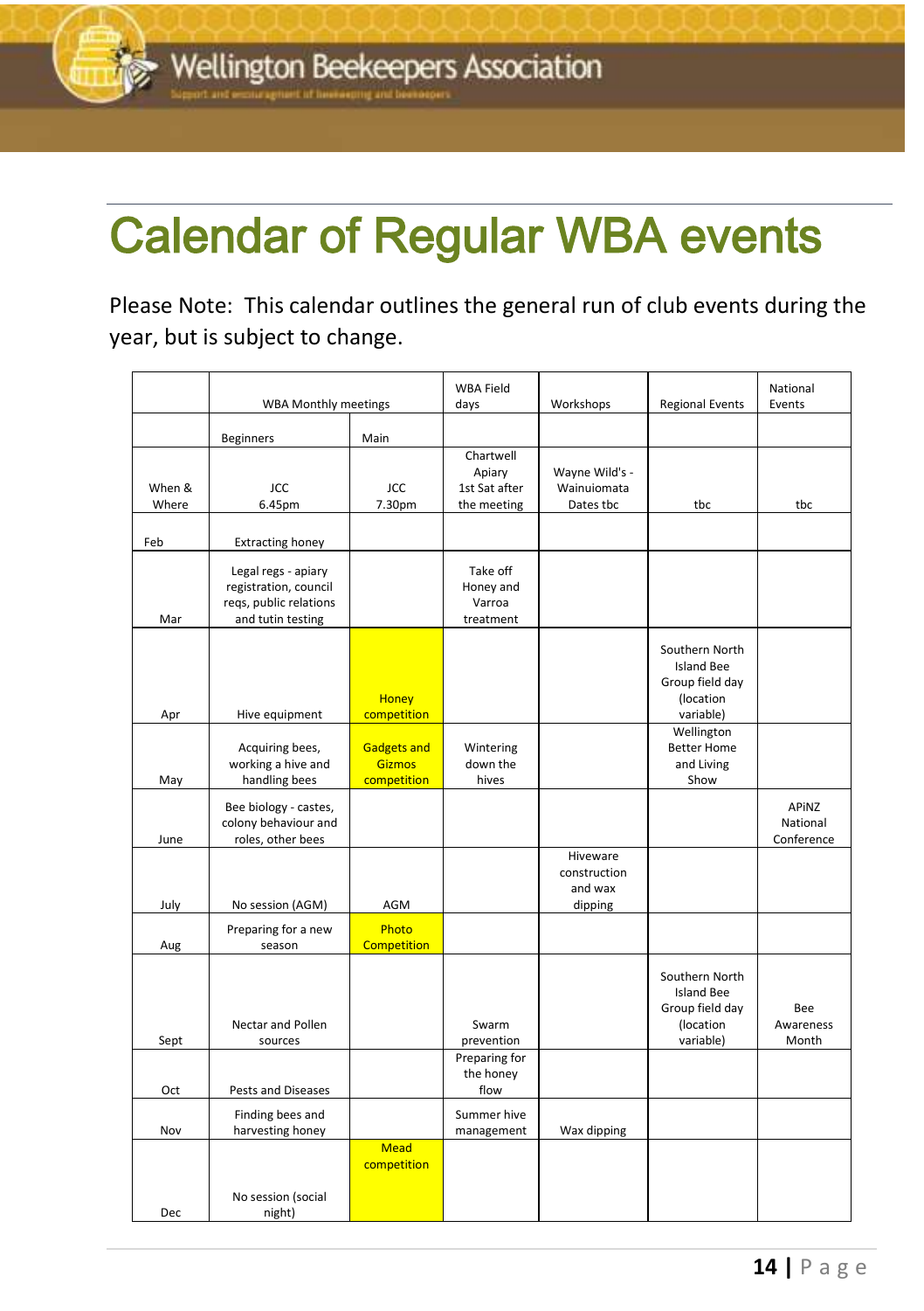# Calendar of Regular WBA events

Please Note: This calendar outlines the general run of club events during the year, but is subject to change.

| | WBA Monthly meetings | | WBA Field days | Workshops | Regional Events | National Events |
|---|---|---|---|---|---|---|
| | Beginners | Main | | | | |
| When & Where | JCC 6.45pm | JCC 7.30pm | Chartwell Apiary 1st Sat after the meeting | Wayne Wild's - Wainuiomata Dates tbc | tbc | tbc |
| Feb | Extracting honey | | | | | |
| Mar | Legal regs - apiary registration, council reqs, public relations and tutin testing | | Take off Honey and Varroa treatment | | | |
| Apr | Hive equipment | Honey competition | | | Southern North Island Bee Group field day (location variable) | |
| May | Acquiring bees, working a hive and handling bees | Gadgets and Gizmos competition | Wintering down the hives | | Wellington Better Home and Living Show | |
| June | Bee biology - castes, colony behaviour and roles, other bees | | | | | APiNZ National Conference |
| July | No session (AGM) | AGM | | Hiveware construction and wax dipping | | |
| Aug | Preparing for a new season | Photo Competition | | | | |
| Sept | Nectar and Pollen sources | | Swarm prevention | | Southern North Island Bee Group field day (location variable) | Bee Awareness Month |
| Oct | Pests and Diseases | | Preparing for the honey flow | | | |
| Nov | Finding bees and harvesting honey | | Summer hive management | Wax dipping | | |
| Dec | No session (social night) | Mead competition | | | | |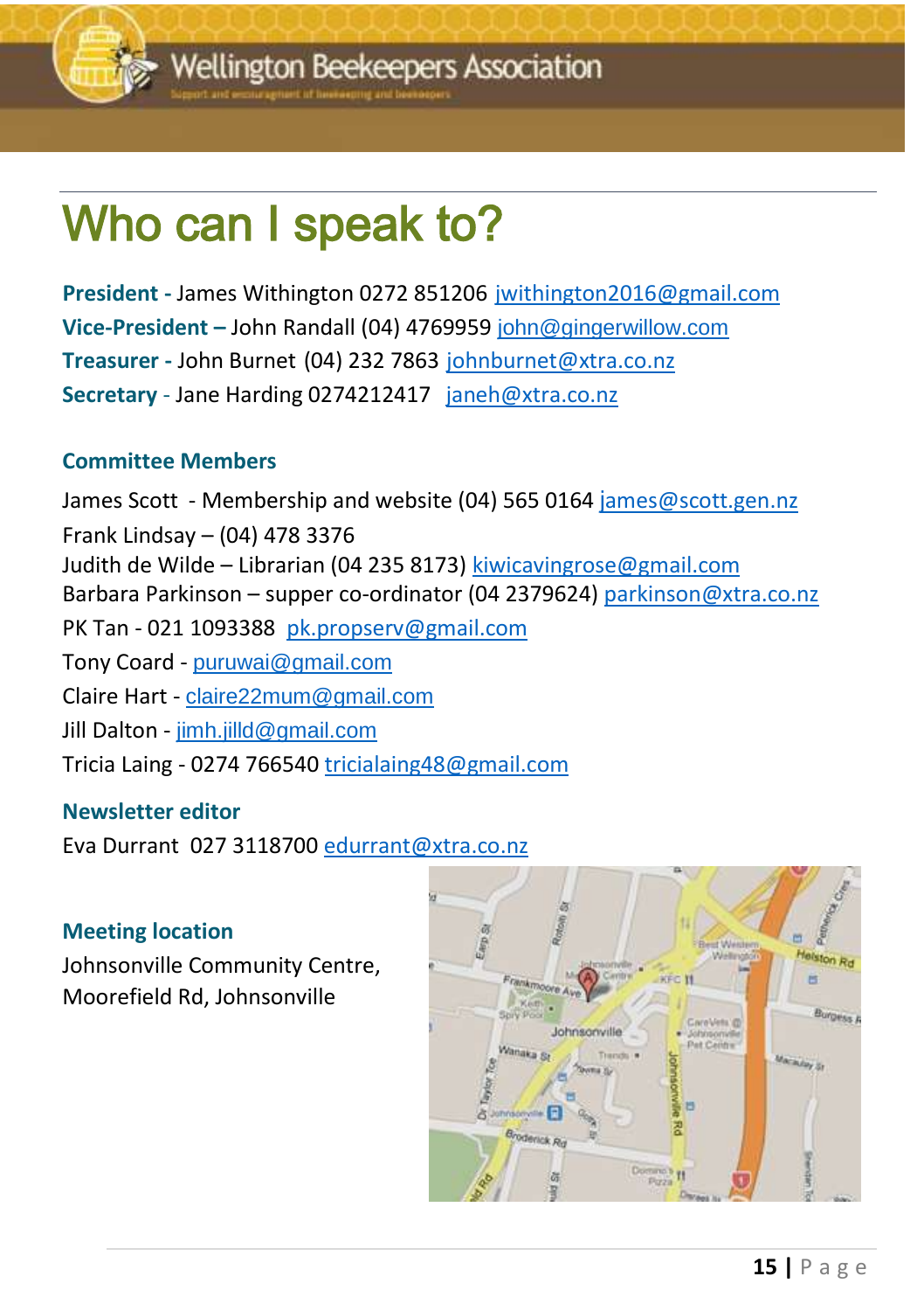# Who can I speak to?

**President -** James Withington 0272 851206 jwithington2016@gmail.com
**Vice-President –** John Randall (04) 4769959 john@gingerwillow.com
**Treasurer -** John Burnet (04) 232 7863 johnburnet@xtra.co.nz
**Secretary** - Jane Harding 0274212417 janeh@xtra.co.nz

## Committee Members

James Scott - Membership and website (04) 565 0164 james@scott.gen.nz
Frank Lindsay – (04) 478 3376
Judith de Wilde – Librarian (04 235 8173) kiwicavingrose@gmail.com
Barbara Parkinson – supper co-ordinator (04 2379624) parkinson@xtra.co.nz
PK Tan - 021 1093388 pk.propserv@gmail.com
Tony Coard - puruwai@gmail.com
Claire Hart - claire22mum@gmail.com
Jill Dalton - jimh.jilld@gmail.com
Tricia Laing - 0274 766540 tricialaing48@gmail.com

## Newsletter editor

Eva Durrant 027 3118700 edurrant@xtra.co.nz

## Meeting location

Johnsonville Community Centre,
Moorefield Rd, Johnsonville